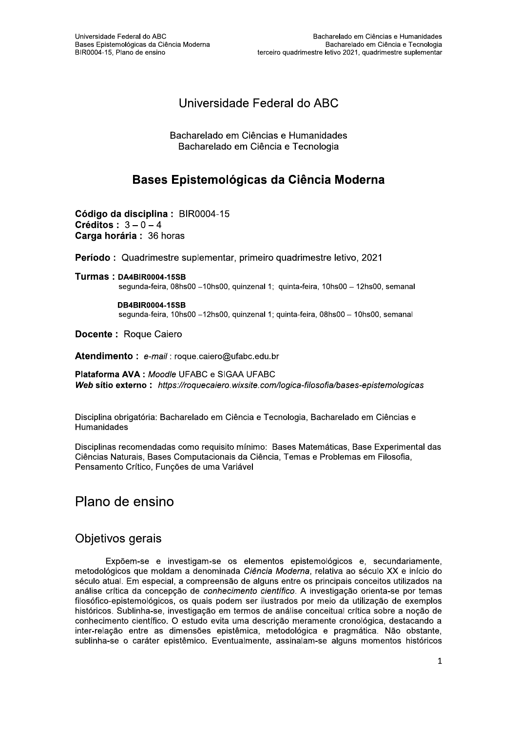# Universidade Federal do ABC

Bacharelado em Ciências e Humanidades
Bacharelado em Ciência e Tecnologia

## Bases Epistemológicas da Ciência Moderna

**Código da disciplina :** BIR0004-15
**Créditos :** 3 – 0 – 4
**Carga horária :** 36 horas

**Período :** Quadrimestre suplementar, primeiro quadrimestre letivo, 2021

**Turmas : DA4BIR0004-15SB**
segunda-feira, 08hs00 –10hs00, quinzenal 1; quinta-feira, 10hs00 – 12hs00, semanal

**DB4BIR0004-15SB**
segunda-feira, 10hs00 –12hs00, quinzenal 1; quinta-feira, 08hs00 – 10hs00, semanal

**Docente :** Roque Caiero

**Atendimento :** *e-mail* : roque.caiero@ufabc.edu.br

**Plataforma AVA :** *Moodle* UFABC e SIGAA UFABC
***Web* sítio externo :** *https://roquecaiero.wixsite.com/logica-filosofia/bases-epistemologicas*

Disciplina obrigatória: Bacharelado em Ciência e Tecnologia, Bacharelado em Ciências e Humanidades

Disciplinas recomendadas como requisito mínimo: Bases Matemáticas, Base Experimental das Ciências Naturais, Bases Computacionais da Ciência, Temas e Problemas em Filosofia, Pensamento Crítico, Funções de uma Variável

# Plano de ensino

## Objetivos gerais

Expõem-se e investigam-se os elementos epistemológicos e, secundariamente, metodológicos que moldam a denominada *Ciência Moderna*, relativa ao século XX e início do século atual. Em especial, a compreensão de alguns entre os principais conceitos utilizados na análise crítica da concepção de *conhecimento científico*. A investigação orienta-se por temas filosófico-epistemológicos, os quais podem ser ilustrados por meio da utilização de exemplos históricos. Sublinha-se, investigação em termos de análise conceitual crítica sobre a noção de conhecimento científico. O estudo evita uma descrição meramente cronológica, destacando a inter-relação entre as dimensões epistêmica, metodológica e pragmática. Não obstante, sublinha-se o caráter epistêmico. Eventualmente, assinalam-se alguns momentos históricos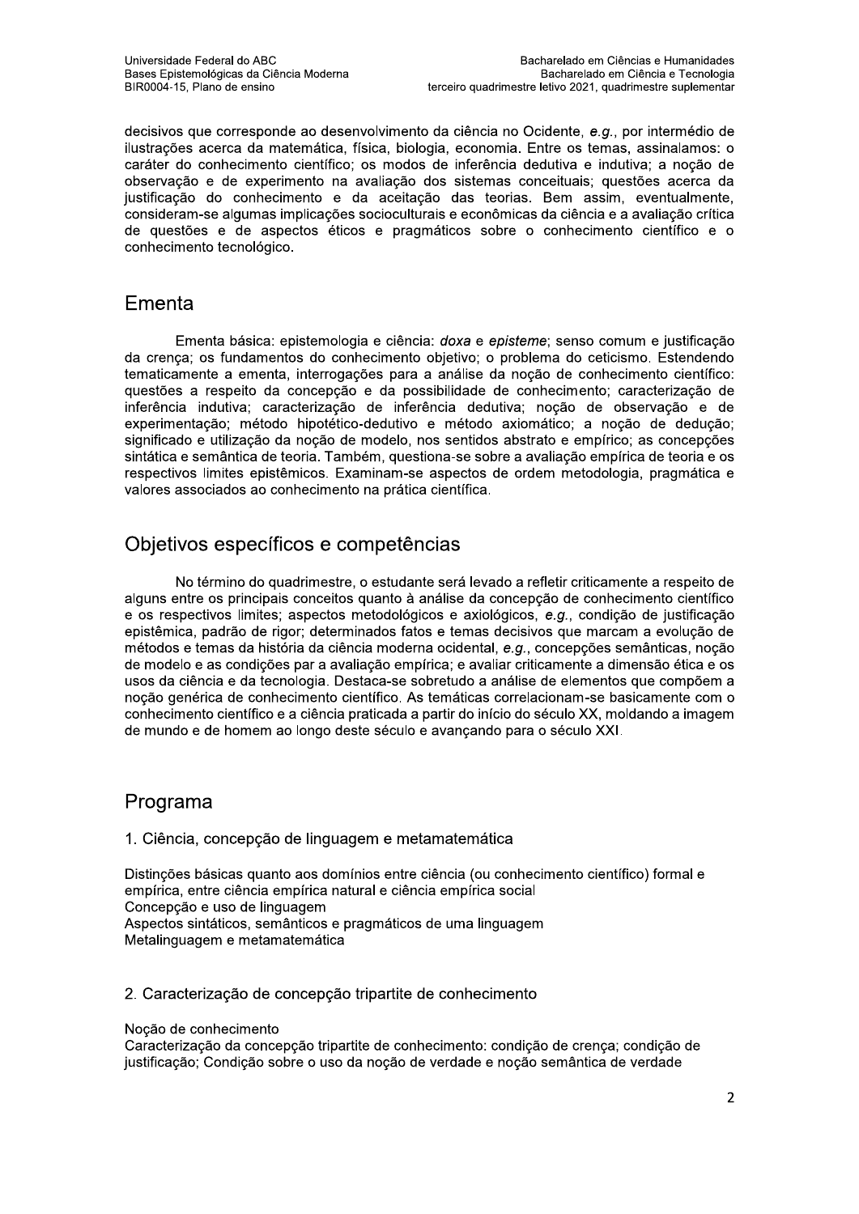decisivos que corresponde ao desenvolvimento da ciência no Ocidente, *e.g.*, por intermédio de ilustrações acerca da matemática, física, biologia, economia. Entre os temas, assinalamos: o caráter do conhecimento científico; os modos de inferência dedutiva e indutiva; a noção de observação e de experimento na avaliação dos sistemas conceituais; questões acerca da justificação do conhecimento e da aceitação das teorias. Bem assim, eventualmente, consideram-se algumas implicações socioculturais e econômicas da ciência e a avaliação crítica de questões e de aspectos éticos e pragmáticos sobre o conhecimento científico e o conhecimento tecnológico.

## Ementa

Ementa básica: epistemologia e ciência: *doxa* e *episteme*; senso comum e justificação da crença; os fundamentos do conhecimento objetivo; o problema do ceticismo. Estendendo tematicamente a ementa, interrogações para a análise da noção de conhecimento científico: questões a respeito da concepção e da possibilidade de conhecimento; caracterização de inferência indutiva; caracterização de inferência dedutiva; noção de observação e de experimentação; método hipotético-dedutivo e método axiomático; a noção de dedução; significado e utilização da noção de modelo, nos sentidos abstrato e empírico; as concepções sintática e semântica de teoria. Também, questiona-se sobre a avaliação empírica de teoria e os respectivos limites epistêmicos. Examinam-se aspectos de ordem metodologia, pragmática e valores associados ao conhecimento na prática científica.

## Objetivos específicos e competências

No término do quadrimestre, o estudante será levado a refletir criticamente a respeito de alguns entre os principais conceitos quanto à análise da concepção de conhecimento científico e os respectivos limites; aspectos metodológicos e axiológicos, *e.g.*, condição de justificação epistêmica, padrão de rigor; determinados fatos e temas decisivos que marcam a evolução de métodos e temas da história da ciência moderna ocidental, *e.g.*, concepções semânticas, noção de modelo e as condições par a avaliação empírica; e avaliar criticamente a dimensão ética e os usos da ciência e da tecnologia. Destaca-se sobretudo a análise de elementos que compõem a noção genérica de conhecimento científico. As temáticas correlacionam-se basicamente com o conhecimento científico e a ciência praticada a partir do início do século XX, moldando a imagem de mundo e de homem ao longo deste século e avançando para o século XXI.

## Programa

### 1. Ciência, concepção de linguagem e metamatemática

Distinções básicas quanto aos domínios entre ciência (ou conhecimento científico) formal e empírica, entre ciência empírica natural e ciência empírica social
Concepção e uso de linguagem
Aspectos sintáticos, semânticos e pragmáticos de uma linguagem
Metalinguagem e metamatemática

### 2. Caracterização de concepção tripartite de conhecimento

Noção de conhecimento
Caracterização da concepção tripartite de conhecimento: condição de crença; condição de justificação; Condição sobre o uso da noção de verdade e noção semântica de verdade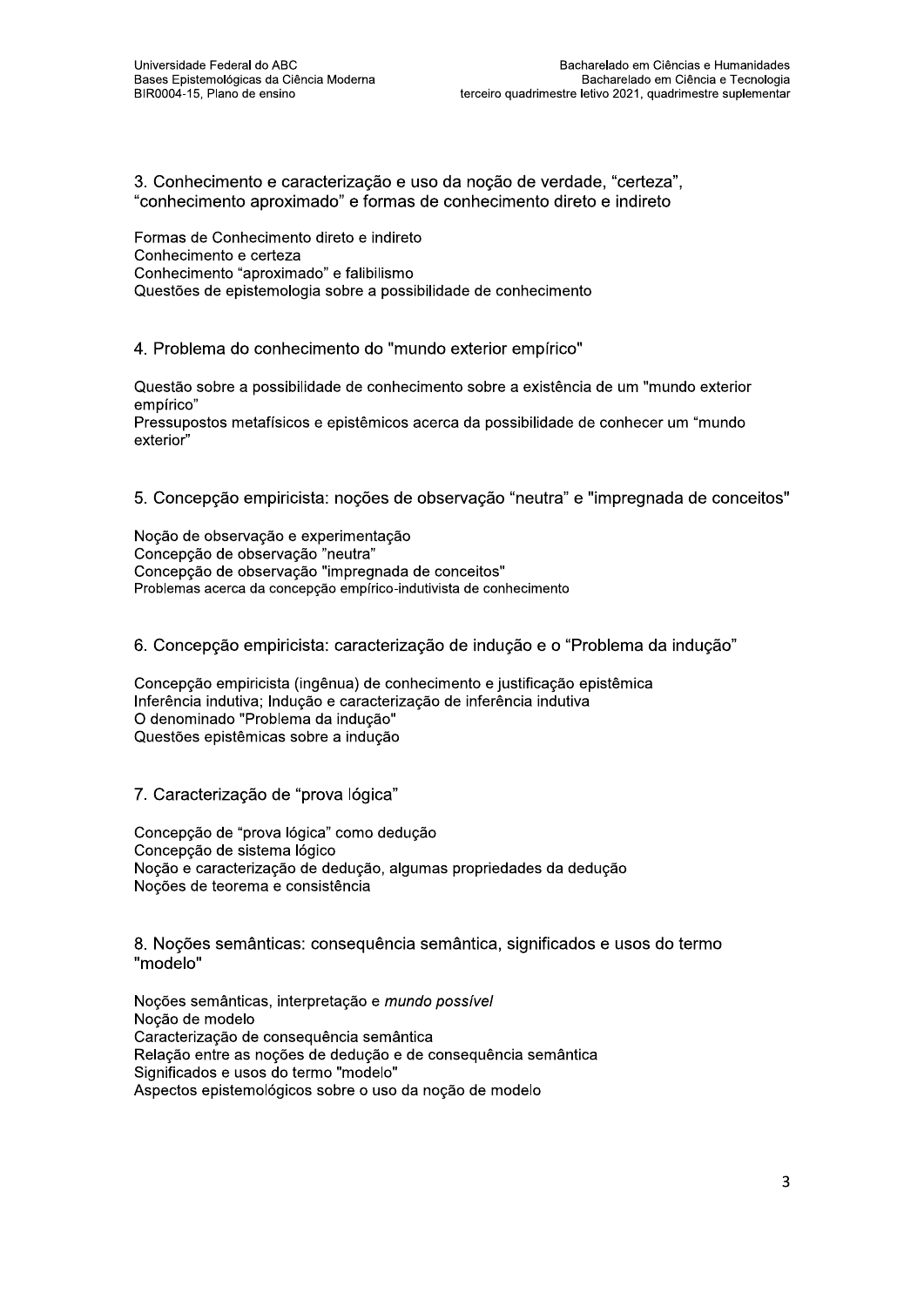## 3. Conhecimento e caracterização e uso da noção de verdade, “certeza”, “conhecimento aproximado” e formas de conhecimento direto e indireto

Formas de Conhecimento direto e indireto
Conhecimento e certeza
Conhecimento “aproximado” e falibilismo
Questões de epistemologia sobre a possibilidade de conhecimento

## 4. Problema do conhecimento do "mundo exterior empírico"

Questão sobre a possibilidade de conhecimento sobre a existência de um "mundo exterior empírico"
Pressupostos metafísicos e epistêmicos acerca da possibilidade de conhecer um “mundo exterior”

## 5. Concepção empiricista: noções de observação “neutra” e "impregnada de conceitos"

Noção de observação e experimentação
Concepção de observação ”neutra”
Concepção de observação "impregnada de conceitos"
Problemas acerca da concepção empírico-indutivista de conhecimento

## 6. Concepção empiricista: caracterização de indução e o “Problema da indução”

Concepção empiricista (ingênua) de conhecimento e justificação epistêmica
Inferência indutiva; Indução e caracterização de inferência indutiva
O denominado "Problema da indução"
Questões epistêmicas sobre a indução

## 7. Caracterização de “prova lógica”

Concepção de “prova lógica” como dedução
Concepção de sistema lógico
Noção e caracterização de dedução, algumas propriedades da dedução
Noções de teorema e consistência

## 8. Noções semânticas: consequência semântica, significados e usos do termo "modelo"

Noções semânticas, interpretação e *mundo possível*
Noção de modelo
Caracterização de consequência semântica
Relação entre as noções de dedução e de consequência semântica
Significados e usos do termo "modelo"
Aspectos epistemológicos sobre o uso da noção de modelo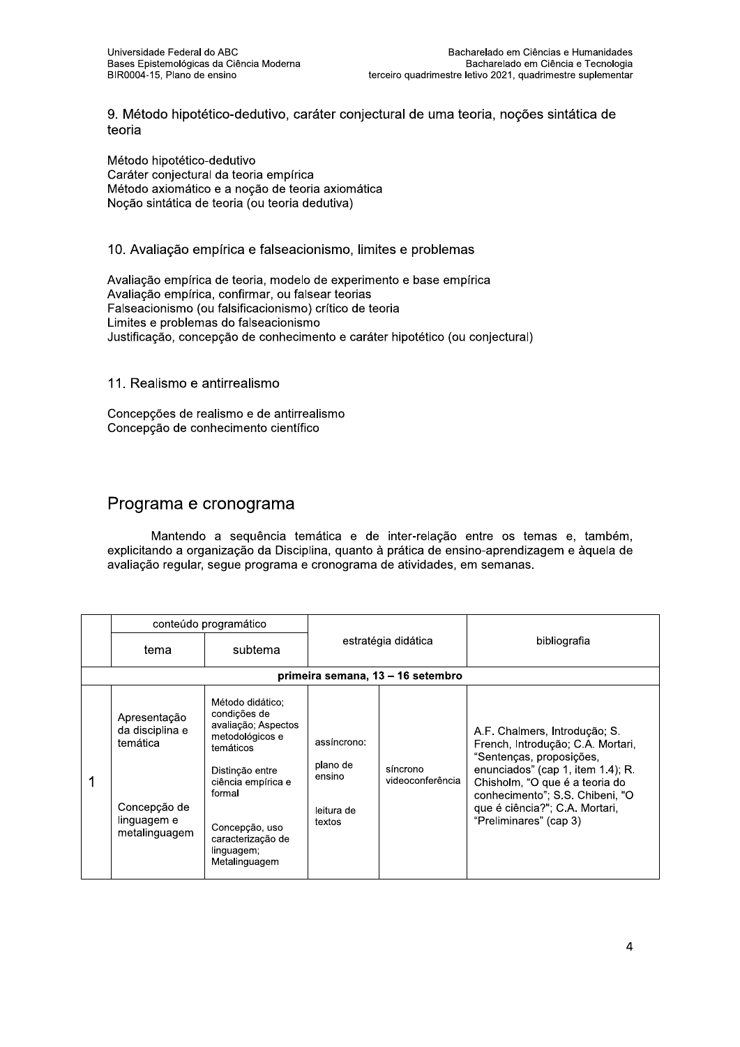9. Método hipotético-dedutivo, caráter conjectural de uma teoria, noções sintática de teoria

Método hipotético-dedutivo
Caráter conjectural da teoria empírica
Método axiomático e a noção de teoria axiomática
Noção sintática de teoria (ou teoria dedutiva)

10. Avaliação empírica e falseacionismo, limites e problemas

Avaliação empírica de teoria, modelo de experimento e base empírica
Avaliação empírica, confirmar, ou falsear teorias
Falseacionismo (ou falsificacionismo) crítico de teoria
Limites e problemas do falseacionismo
Justificação, concepção de conhecimento e caráter hipotético (ou conjectural)

11. Realismo e antirrealismo

Concepções de realismo e de antirrealismo
Concepção de conhecimento científico

## Programa e cronograma

Mantendo a sequência temática e de inter-relação entre os temas e, também, explicitando a organização da Disciplina, quanto à prática de ensino-aprendizagem e àquela de avaliação regular, segue programa e cronograma de atividades, em semanas.

| | conteúdo programático | | estratégia didática | | bibliografia |
|---|---|---|---|---|---|
| | tema | subtema | | | |
| **primeira semana, 13 – 16 setembro** | | | | | |
| 1 | Apresentação da disciplina e temática<br><br>Concepção de linguagem e metalinguagem | Método didático; condições de avaliação; Aspectos metodológicos e temáticos<br><br>Distinção entre ciência empírica e formal<br><br>Concepção, uso caracterização de linguagem; Metalinguagem | assíncrono:<br><br>plano de ensino<br><br>leitura de textos | síncrono videoconferência | A.F. Chalmers, Introdução; S. French, Introdução; C.A. Mortari, "Sentenças, proposições, enunciados" (cap 1, item 1.4); R. Chisholm, "O que é a teoria do conhecimento"; S.S. Chibeni, "O que é ciência?"; C.A. Mortari, "Preliminares" (cap 3) |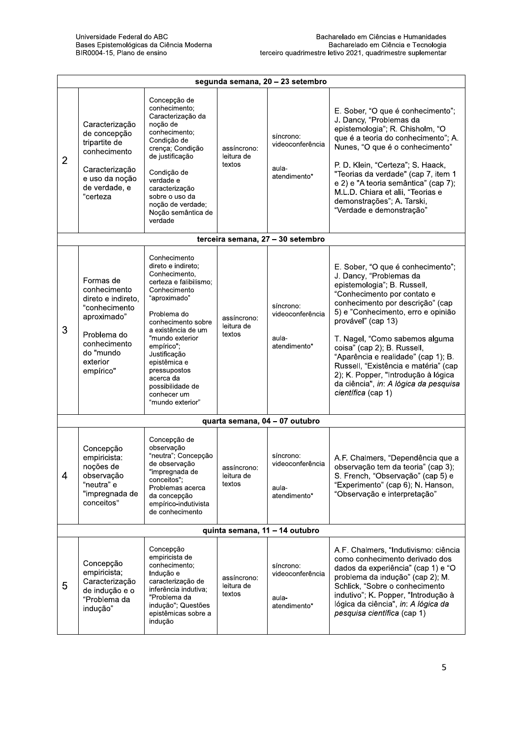| | | | | | |
|---|---|---|---|---|---|
| **segunda semana, 20 – 23 setembro** | | | | | |
| 2 | Caracterização de concepção tripartite de conhecimento<br><br>Caracterização e uso da noção de verdade, e "certeza | Concepção de conhecimento; Caracterização da noção de conhecimento; Condição de crença; Condição de justificação<br><br>Condição de verdade e caracterização sobre o uso da noção de verdade; Noção semântica de verdade | assíncrono: leitura de textos | síncrono: videoconferência<br><br>aula-atendimento* | E. Sober, "O que é conhecimento"; J. Dancy, "Problemas da epistemologia"; R. Chisholm, "O que é a teoria do conhecimento"; A. Nunes, "O que é o conhecimento"<br><br>P. D. Klein, "Certeza"; S. Haack, "Teorias da verdade" (cap 7, item 1 e 2) e "A teoria semântica" (cap 7); M.L.D. Chiara et alii, "Teorias e demonstrações"; A. Tarski, "Verdade e demonstração" |
| **terceira semana, 27 – 30 setembro** | | | | | |
| 3 | Formas de conhecimento direto e indireto, "conhecimento aproximado"<br><br>Problema do conhecimento do "mundo exterior empírico" | Conhecimento direto e indireto; Conhecimento, certeza e falibilismo; Conhecimento "aproximado"<br><br>Problema do conhecimento sobre a existência de um "mundo exterior empírico"; Justificação epistêmica e pressupostos acerca da possibilidade de conhecer um "mundo exterior" | assíncrono: leitura de textos | síncrono: videoconferência<br><br>aula-atendimento* | E. Sober, "O que é conhecimento"; J. Dancy, "Problemas da epistemologia"; B. Russell, "Conhecimento por contato e conhecimento por descrição" (cap 5) e "Conhecimento, erro e opinião provável" (cap 13)<br><br>T. Nagel, "Como sabemos alguma coisa" (cap 2); B. Russell, "Aparência e realidade" (cap 1); B. Russell, "Existência e matéria" (cap 2); K. Popper, "Introdução à lógica da ciência", *in*: *A lógica da pesquisa científica* (cap 1) |
| **quarta semana, 04 – 07 outubro** | | | | | |
| 4 | Concepção empiricista: noções de observação "neutra" e "impregnada de conceitos" | Concepção de observação "neutra"; Concepção de observação "impregnada de conceitos"; Problemas acerca da concepção empírico-indutivista de conhecimento | assíncrono: leitura de textos | síncrono: videoconferência<br><br>aula-atendimento* | A.F. Chalmers, "Dependência que a observação tem da teoria" (cap 3); S. French, "Observação" (cap 5) e "Experimento" (cap 6); N. Hanson, "Observação e interpretação" |
| **quinta semana, 11 – 14 outubro** | | | | | |
| 5 | Concepção empiricista; Caracterização de indução e o "Problema da indução" | Concepção empiricista de conhecimento; Indução e caracterização de inferência indutiva; "Problema da indução"; Questões epistêmicas sobre a indução | assíncrono: leitura de textos | síncrono: videoconferência<br><br>aula-atendimento* | A.F. Chalmers, "Indutivismo: ciência como conhecimento derivado dos dados da experiência" (cap 1) e "O problema da indução" (cap 2); M. Schlick, "Sobre o conhecimento indutivo"; K. Popper, "Introdução à lógica da ciência", *in*: *A lógica da pesquisa científica* (cap 1) |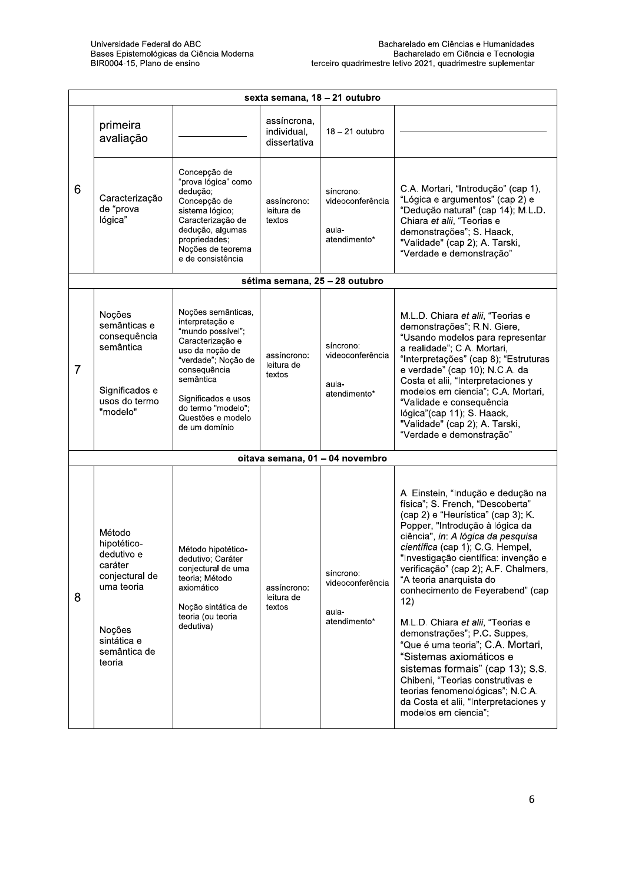| | | | | | |
|---|---|---|---|---|---|
| **sexta semana, 18 – 21 outubro** | | | | | |
| 6 | primeira avaliação | ____________ | assíncrona, individual, dissertativa | 18 – 21 outubro | ____________________________ |
| | Caracterização de "prova lógica" | Concepção de "prova lógica" como dedução; Concepção de sistema lógico; Caracterização de dedução, algumas propriedades; Noções de teorema e de consistência | assíncrono: leitura de textos | síncrono: videoconferência<br><br>aula-atendimento* | C.A. Mortari, "Introdução" (cap 1), "Lógica e argumentos" (cap 2) e "Dedução natural" (cap 14); M.L.D. Chiara *et alii*, "Teorias e demonstrações"; S. Haack, "Validade" (cap 2); A. Tarski, "Verdade e demonstração" |
| **sétima semana, 25 – 28 outubro** | | | | | |
| 7 | Noções semânticas e consequência semântica<br><br>Significados e usos do termo "modelo" | Noções semânticas, interpretação e "mundo possível"; Caracterização e uso da noção de "verdade"; Noção de consequência semântica<br><br>Significados e usos do termo "modelo"; Questões e modelo de um domínio | assíncrono: leitura de textos | síncrono: videoconferência<br><br>aula-atendimento* | M.L.D. Chiara *et alii*, "Teorias e demonstrações"; R.N. Giere, "Usando modelos para representar a realidade"; C.A. Mortari, "Interpretações" (cap 8); "Estruturas e verdade" (cap 10); N.C.A. da Costa et alii, "Interpretaciones y modelos em ciencia"; C.A. Mortari, "Validade e consequência lógica"(cap 11); S. Haack, "Validade" (cap 2); A. Tarski, "Verdade e demonstração" |
| **oitava semana, 01 – 04 novembro** | | | | | |
| 8 | Método hipotético-dedutivo e caráter conjectural de uma teoria<br><br>Noções sintática e semântica de teoria | Método hipotético-dedutivo; Caráter conjectural de uma teoria; Método axiomático<br><br>Noção sintática de teoria (ou teoria dedutiva) | assíncrono: leitura de textos | síncrono: videoconferência<br><br>aula-atendimento* | A. Einstein, "Indução e dedução na física"; S. French, "Descoberta" (cap 2) e "Heurística" (cap 3); K. Popper, "Introdução à lógica da ciência", *in*: *A lógica da pesquisa científica* (cap 1); C.G. Hempel, "Investigação científica: invenção e verificação" (cap 2); A.F. Chalmers, "A teoria anarquista do conhecimento de Feyerabend" (cap 12)<br><br>M.L.D. Chiara *et alii*, "Teorias e demonstrações"; P.C. Suppes, "Que é uma teoria"; C.A. Mortari, "Sistemas axiomáticos e sistemas formais" (cap 13); S.S. Chibeni, "Teorias construtivas e teorias fenomenológicas"; N.C.A. da Costa et alii, "Interpretaciones y modelos em ciencia"; |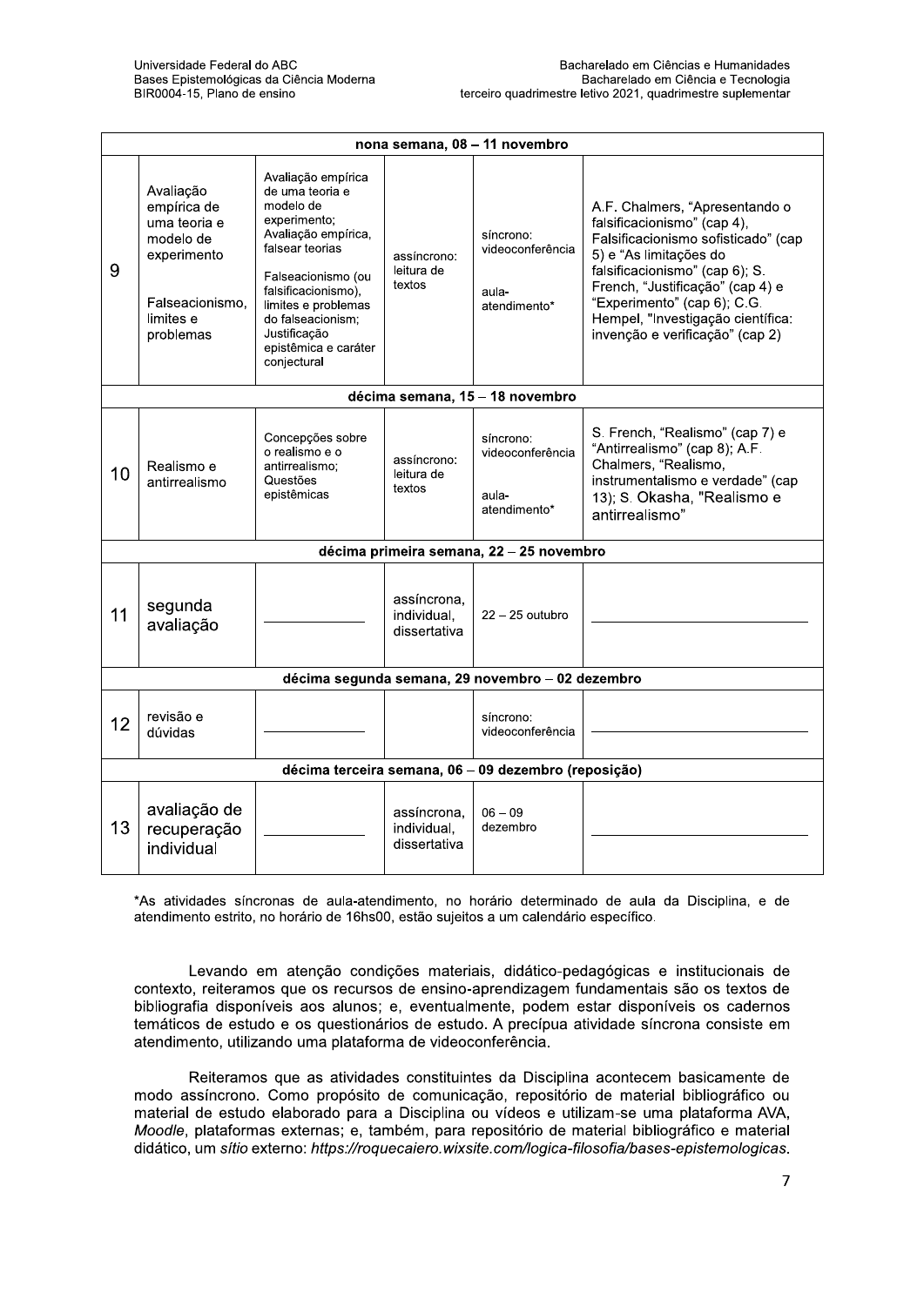| | | | | | |
|---|---|---|---|---|---|
| **nona semana, 08 – 11 novembro** | | | | | |
| 9 | Avaliação empírica de uma teoria e modelo de experimento<br><br>Falseacionismo, limites e problemas | Avaliação empírica de uma teoria e modelo de experimento; Avaliação empírica, falsear teorias<br><br>Falseacionismo (ou falsificacionismo), limites e problemas do falseacionism; Justificação epistêmica e caráter conjectural | assíncrono: leitura de textos | síncrono: videoconferência<br><br>aula-atendimento* | A.F. Chalmers, "Apresentando o falsificacionismo" (cap 4), Falsificacionismo sofisticado" (cap 5) e "As limitações do falsificacionismo" (cap 6); S. French, "Justificação" (cap 4) e "Experimento" (cap 6); C.G. Hempel, "Investigação científica: invenção e verificação" (cap 2) |
| **décima semana, 15 – 18 novembro** | | | | | |
| 10 | Realismo e antirrealismo | Concepções sobre o realismo e o antirrealismo; Questões epistêmicas | assíncrono: leitura de textos | síncrono: videoconferência<br><br>aula-atendimento* | S. French, "Realismo" (cap 7) e "Antirrealismo" (cap 8); A.F. Chalmers, "Realismo, instrumentalismo e verdade" (cap 13); S. Okasha, "Realismo e antirrealismo" |
| **décima primeira semana, 22 – 25 novembro** | | | | | |
| 11 | segunda avaliação | \_\_\_\_\_\_\_\_\_\_ | assíncrona, individual, dissertativa | 22 – 25 outubro | \_\_\_\_\_\_\_\_\_\_ |
| **décima segunda semana, 29 novembro – 02 dezembro** | | | | | |
| 12 | revisão e dúvidas | \_\_\_\_\_\_\_\_\_\_ | | síncrono: videoconferência | \_\_\_\_\_\_\_\_\_\_ |
| **décima terceira semana, 06 – 09 dezembro (reposição)** | | | | | |
| 13 | avaliação de recuperação individual | \_\_\_\_\_\_\_\_\_\_ | assíncrona, individual, dissertativa | 06 – 09 dezembro | \_\_\_\_\_\_\_\_\_\_ |

*As atividades síncronas de aula-atendimento, no horário determinado de aula da Disciplina, e de atendimento estrito, no horário de 16hs00, estão sujeitos a um calendário específico.

Levando em atenção condições materiais, didático-pedagógicas e institucionais de contexto, reiteramos que os recursos de ensino-aprendizagem fundamentais são os textos de bibliografia disponíveis aos alunos; e, eventualmente, podem estar disponíveis os cadernos temáticos de estudo e os questionários de estudo. A precípua atividade síncrona consiste em atendimento, utilizando uma plataforma de videoconferência.

Reiteramos que as atividades constituintes da Disciplina acontecem basicamente de modo assíncrono. Como propósito de comunicação, repositório de material bibliográfico ou material de estudo elaborado para a Disciplina ou vídeos e utilizam-se uma plataforma AVA, *Moodle*, plataformas externas; e, também, para repositório de material bibliográfico e material didático, um *sítio* externo: *https://roquecaiero.wixsite.com/logica-filosofia/bases-epistemologicas*.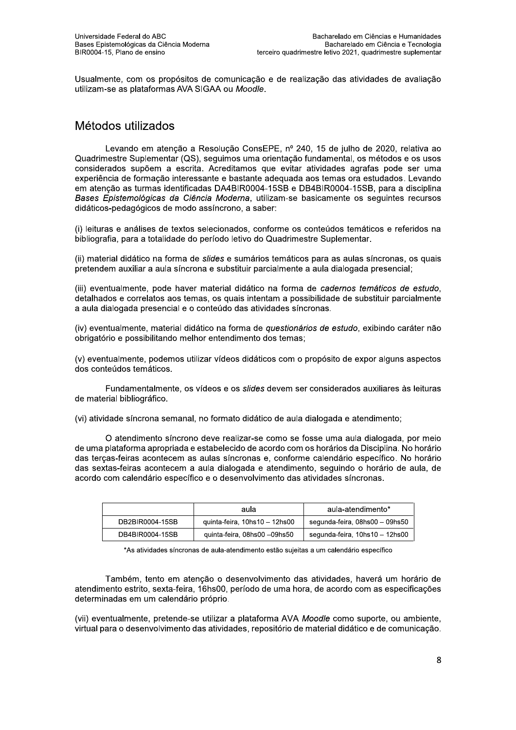Usualmente, com os propósitos de comunicação e de realização das atividades de avaliação utilizam-se as plataformas AVA SIGAA ou *Moodle*.

## Métodos utilizados

Levando em atenção a Resolução ConsEPE, nº 240, 15 de julho de 2020, relativa ao Quadrimestre Suplementar (QS), seguimos uma orientação fundamental, os métodos e os usos considerados supõem a escrita. Acreditamos que evitar atividades agrafas pode ser uma experiência de formação interessante e bastante adequada aos temas ora estudados. Levando em atenção as turmas identificadas DA4BIR0004-15SB e DB4BIR0004-15SB, para a disciplina *Bases Epistemológicas da Ciência Moderna*, utilizam-se basicamente os seguintes recursos didáticos-pedagógicos de modo assíncrono, a saber:

(i) leituras e análises de textos selecionados, conforme os conteúdos temáticos e referidos na bibliografia, para a totalidade do período letivo do Quadrimestre Suplementar.

(ii) material didático na forma de *slides* e sumários temáticos para as aulas síncronas, os quais pretendem auxiliar a aula síncrona e substituir parcialmente a aula dialogada presencial;

(iii) eventualmente, pode haver material didático na forma de *cadernos temáticos de estudo*, detalhados e correlatos aos temas, os quais intentam a possibilidade de substituir parcialmente a aula dialogada presencial e o conteúdo das atividades síncronas.

(iv) eventualmente, material didático na forma de *questionários de estudo*, exibindo caráter não obrigatório e possibilitando melhor entendimento dos temas;

(v) eventualmente, podemos utilizar vídeos didáticos com o propósito de expor alguns aspectos dos conteúdos temáticos.

Fundamentalmente, os vídeos e os *slides* devem ser considerados auxiliares às leituras de material bibliográfico.

(vi) atividade síncrona semanal, no formato didático de aula dialogada e atendimento;

O atendimento síncrono deve realizar-se como se fosse uma aula dialogada, por meio de uma plataforma apropriada e estabelecido de acordo com os horários da Disciplina. No horário das terças-feiras acontecem as aulas síncronas e, conforme calendário específico. No horário das sextas-feiras acontecem a aula dialogada e atendimento, seguindo o horário de aula, de acordo com calendário específico e o desenvolvimento das atividades síncronas.

| | aula | aula-atendimento* |
|---|---|---|
| DB2BIR0004-15SB | quinta-feira, 10hs10 – 12hs00 | segunda-feira, 08hs00 – 09hs50 |
| DB4BIR0004-15SB | quinta-feira, 08hs00 –09hs50 | segunda-feira, 10hs10 – 12hs00 |

*As atividades síncronas de aula-atendimento estão sujeitas a um calendário específico

Também, tento em atenção o desenvolvimento das atividades, haverá um horário de atendimento estrito, sexta-feira, 16hs00, período de uma hora, de acordo com as especificações determinadas em um calendário próprio.

(vii) eventualmente, pretende-se utilizar a plataforma AVA *Moodle* como suporte, ou ambiente, virtual para o desenvolvimento das atividades, repositório de material didático e de comunicação.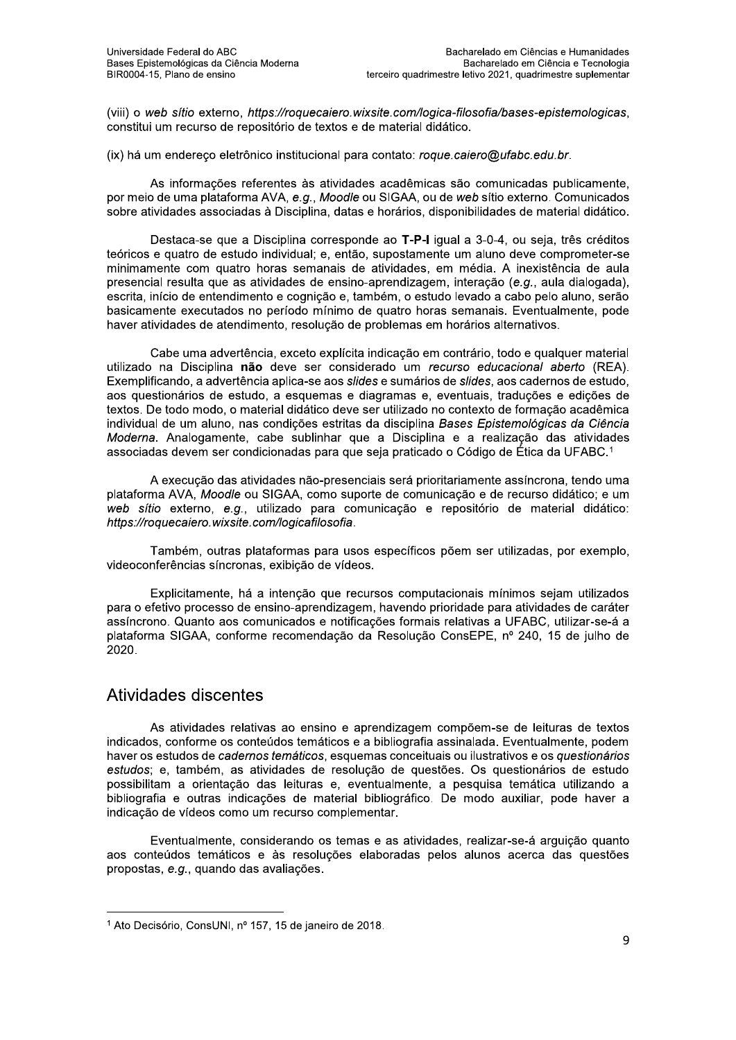(viii) o *web sítio* externo, *https://roquecaiero.wixsite.com/logica-filosofia/bases-epistemologicas*, constitui um recurso de repositório de textos e de material didático.

(ix) há um endereço eletrônico institucional para contato: *roque.caiero@ufabc.edu.br*.

As informações referentes às atividades acadêmicas são comunicadas publicamente, por meio de uma plataforma AVA, *e.g.*, *Moodle* ou SIGAA, ou de *web* sítio externo. Comunicados sobre atividades associadas à Disciplina, datas e horários, disponibilidades de material didático.

Destaca-se que a Disciplina corresponde ao **T-P-I** igual a 3-0-4, ou seja, três créditos teóricos e quatro de estudo individual; e, então, supostamente um aluno deve comprometer-se minimamente com quatro horas semanais de atividades, em média. A inexistência de aula presencial resulta que as atividades de ensino-aprendizagem, interação (*e.g.*, aula dialogada), escrita, início de entendimento e cognição e, também, o estudo levado a cabo pelo aluno, serão basicamente executados no período mínimo de quatro horas semanais. Eventualmente, pode haver atividades de atendimento, resolução de problemas em horários alternativos.

Cabe uma advertência, exceto explícita indicação em contrário, todo e qualquer material utilizado na Disciplina **não** deve ser considerado um *recurso educacional aberto* (REA). Exemplificando, a advertência aplica-se aos *slides* e sumários de *slides*, aos cadernos de estudo, aos questionários de estudo, a esquemas e diagramas e, eventuais, traduções e edições de textos. De todo modo, o material didático deve ser utilizado no contexto de formação acadêmica individual de um aluno, nas condições estritas da disciplina *Bases Epistemológicas da Ciência Moderna*. Analogamente, cabe sublinhar que a Disciplina e a realização das atividades associadas devem ser condicionadas para que seja praticado o Código de Ética da UFABC.[1]

A execução das atividades não-presenciais será prioritariamente assíncrona, tendo uma plataforma AVA, *Moodle* ou SIGAA, como suporte de comunicação e de recurso didático; e um *web sítio* externo, *e.g.*, utilizado para comunicação e repositório de material didático: *https://roquecaiero.wixsite.com/logicafilosofia*.

Também, outras plataformas para usos específicos põem ser utilizadas, por exemplo, videoconferências síncronas, exibição de vídeos.

Explicitamente, há a intenção que recursos computacionais mínimos sejam utilizados para o efetivo processo de ensino-aprendizagem, havendo prioridade para atividades de caráter assíncrono. Quanto aos comunicados e notificações formais relativas a UFABC, utilizar-se-á a plataforma SIGAA, conforme recomendação da Resolução ConsEPE, nº 240, 15 de julho de 2020.

## Atividades discentes

As atividades relativas ao ensino e aprendizagem compõem-se de leituras de textos indicados, conforme os conteúdos temáticos e a bibliografia assinalada. Eventualmente, podem haver os estudos de *cadernos temáticos*, esquemas conceituais ou ilustrativos e os *questionários estudos*; e, também, as atividades de resolução de questões. Os questionários de estudo possibilitam a orientação das leituras e, eventualmente, a pesquisa temática utilizando a bibliografia e outras indicações de material bibliográfico. De modo auxiliar, pode haver a indicação de vídeos como um recurso complementar.

Eventualmente, considerando os temas e as atividades, realizar-se-á arguição quanto aos conteúdos temáticos e às resoluções elaboradas pelos alunos acerca das questões propostas, *e.g.*, quando das avaliações.

---

[1] Ato Decisório, ConsUNI, nº 157, 15 de janeiro de 2018.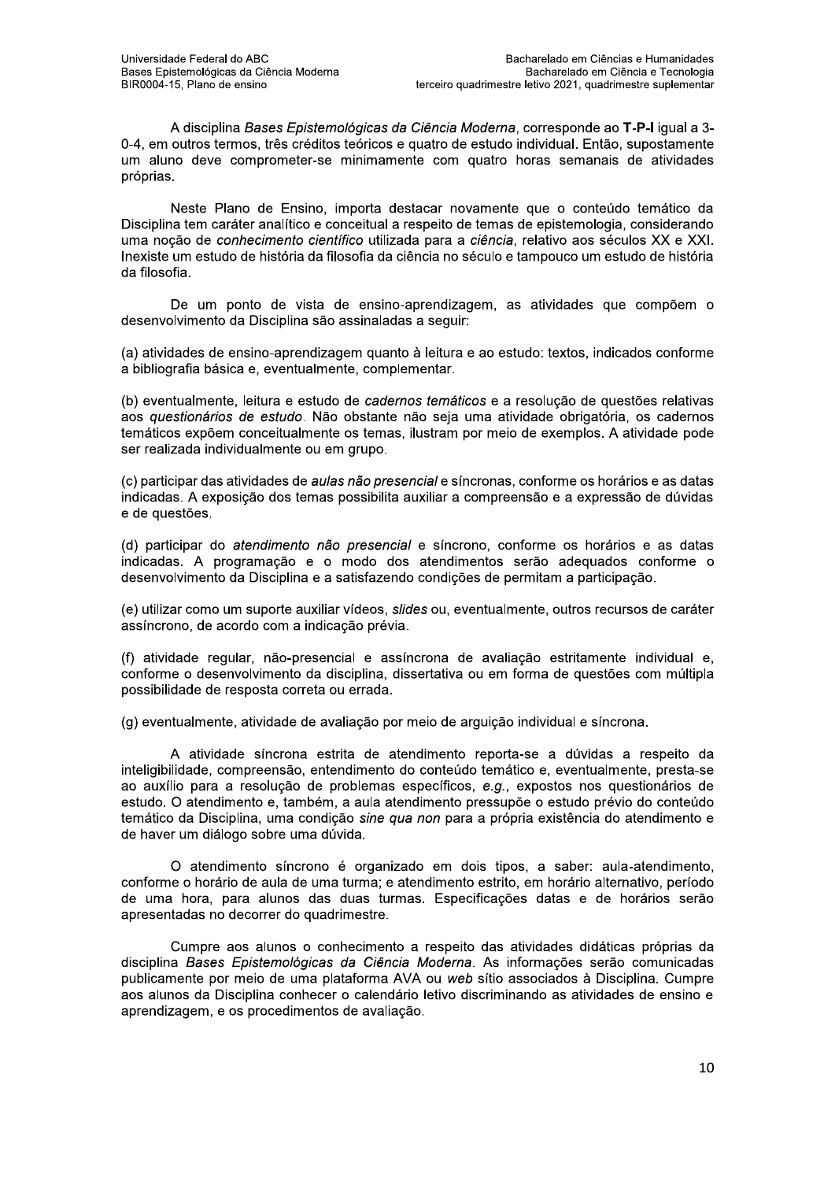A disciplina *Bases Epistemológicas da Ciência Moderna*, corresponde ao **T-P-I** igual a 3-0-4, em outros termos, três créditos teóricos e quatro de estudo individual. Então, supostamente um aluno deve comprometer-se minimamente com quatro horas semanais de atividades próprias.

Neste Plano de Ensino, importa destacar novamente que o conteúdo temático da Disciplina tem caráter analítico e conceitual a respeito de temas de epistemologia, considerando uma noção de *conhecimento científico* utilizada para a *ciência*, relativo aos séculos XX e XXI. Inexiste um estudo de história da filosofia da ciência no século e tampouco um estudo de história da filosofia.

De um ponto de vista de ensino-aprendizagem, as atividades que compõem o desenvolvimento da Disciplina são assinaladas a seguir:

(a) atividades de ensino-aprendizagem quanto à leitura e ao estudo: textos, indicados conforme a bibliografia básica e, eventualmente, complementar.

(b) eventualmente, leitura e estudo de *cadernos temáticos* e a resolução de questões relativas aos *questionários de estudo*. Não obstante não seja uma atividade obrigatória, os cadernos temáticos expõem conceitualmente os temas, ilustram por meio de exemplos. A atividade pode ser realizada individualmente ou em grupo.

(c) participar das atividades de *aulas não presencial* e síncronas, conforme os horários e as datas indicadas. A exposição dos temas possibilita auxiliar a compreensão e a expressão de dúvidas e de questões.

(d) participar do *atendimento não presencial* e síncrono, conforme os horários e as datas indicadas. A programação e o modo dos atendimentos serão adequados conforme o desenvolvimento da Disciplina e a satisfazendo condições de permitam a participação.

(e) utilizar como um suporte auxiliar vídeos, *slides* ou, eventualmente, outros recursos de caráter assíncrono, de acordo com a indicação prévia.

(f) atividade regular, não-presencial e assíncrona de avaliação estritamente individual e, conforme o desenvolvimento da disciplina, dissertativa ou em forma de questões com múltipla possibilidade de resposta correta ou errada.

(g) eventualmente, atividade de avaliação por meio de arguição individual e síncrona.

A atividade síncrona estrita de atendimento reporta-se a dúvidas a respeito da inteligibilidade, compreensão, entendimento do conteúdo temático e, eventualmente, presta-se ao auxílio para a resolução de problemas específicos, *e.g.*, expostos nos questionários de estudo. O atendimento e, também, a aula atendimento pressupõe o estudo prévio do conteúdo temático da Disciplina, uma condição *sine qua non* para a própria existência do atendimento e de haver um diálogo sobre uma dúvida.

O atendimento síncrono é organizado em dois tipos, a saber: aula-atendimento, conforme o horário de aula de uma turma; e atendimento estrito, em horário alternativo, período de uma hora, para alunos das duas turmas. Especificações datas e de horários serão apresentadas no decorrer do quadrimestre.

Cumpre aos alunos o conhecimento a respeito das atividades didáticas próprias da disciplina *Bases Epistemológicas da Ciência Moderna*. As informações serão comunicadas publicamente por meio de uma plataforma AVA ou *web* sítio associados à Disciplina. Cumpre aos alunos da Disciplina conhecer o calendário letivo discriminando as atividades de ensino e aprendizagem, e os procedimentos de avaliação.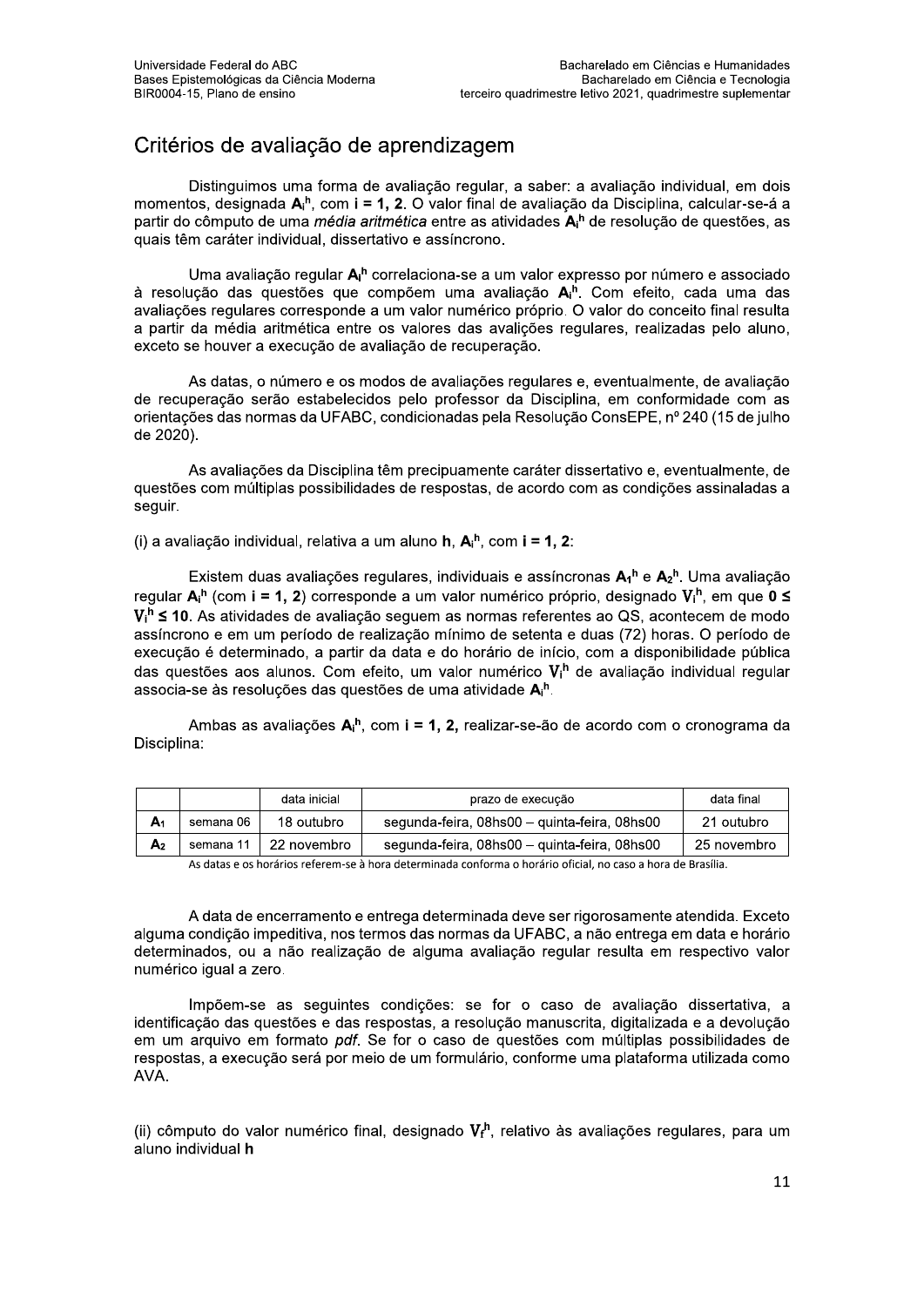## Critérios de avaliação de aprendizagem

Distinguimos uma forma de avaliação regular, a saber: a avaliação individual, em dois momentos, designada $\mathbf{A_i^h}$, com **i = 1, 2**. O valor final de avaliação da Disciplina, calcular-se-á a partir do cômputo de uma *média aritmética* entre as atividades $\mathbf{A_i^h}$ de resolução de questões, as quais têm caráter individual, dissertativo e assíncrono.

Uma avaliação regular $\mathbf{A_i^h}$ correlaciona-se a um valor expresso por número e associado à resolução das questões que compõem uma avaliação $\mathbf{A_i^h}$. Com efeito, cada uma das avaliações regulares corresponde a um valor numérico próprio. O valor do conceito final resulta a partir da média aritmética entre os valores das avalições regulares, realizadas pelo aluno, exceto se houver a execução de avaliação de recuperação.

As datas, o número e os modos de avaliações regulares e, eventualmente, de avaliação de recuperação serão estabelecidos pelo professor da Disciplina, em conformidade com as orientações das normas da UFABC, condicionadas pela Resolução ConsEPE, nº 240 (15 de julho de 2020).

As avaliações da Disciplina têm precipuamente caráter dissertativo e, eventualmente, de questões com múltiplas possibilidades de respostas, de acordo com as condições assinaladas a seguir.

(i) a avaliação individual, relativa a um aluno **h**, $\mathbf{A_i^h}$, com **i = 1, 2**:

Existem duas avaliações regulares, individuais e assíncronas $\mathbf{A_1^h}$ e $\mathbf{A_2^h}$. Uma avaliação regular $\mathbf{A_i^h}$ (com **i = 1, 2**) corresponde a um valor numérico próprio, designado $\mathbf{V_i^h}$, em que $\mathbf{0 \leq V_i^h \leq 10}$. As atividades de avaliação seguem as normas referentes ao QS, acontecem de modo assíncrono e em um período de realização mínimo de setenta e duas (72) horas. O período de execução é determinado, a partir da data e do horário de início, com a disponibilidade pública das questões aos alunos. Com efeito, um valor numérico $\mathbf{V_i^h}$ de avaliação individual regular associa-se às resoluções das questões de uma atividade $\mathbf{A_i^h}$.

Ambas as avaliações $\mathbf{A_i^h}$, com **i = 1, 2,** realizar-se-ão de acordo com o cronograma da Disciplina:

| | | data inicial | prazo de execução | data final |
|---|---|---|---|---|
| $\mathbf{A_1}$ | semana 06 | 18 outubro | segunda-feira, 08hs00 – quinta-feira, 08hs00 | 21 outubro |
| $\mathbf{A_2}$ | semana 11 | 22 novembro | segunda-feira, 08hs00 – quinta-feira, 08hs00 | 25 novembro |

As datas e os horários referem-se à hora determinada conforma o horário oficial, no caso a hora de Brasília.

A data de encerramento e entrega determinada deve ser rigorosamente atendida. Exceto alguma condição impeditiva, nos termos das normas da UFABC, a não entrega em data e horário determinados, ou a não realização de alguma avaliação regular resulta em respectivo valor numérico igual a zero.

Impõem-se as seguintes condições: se for o caso de avaliação dissertativa, a identificação das questões e das respostas, a resolução manuscrita, digitalizada e a devolução em um arquivo em formato *pdf*. Se for o caso de questões com múltiplas possibilidades de respostas, a execução será por meio de um formulário, conforme uma plataforma utilizada como AVA.

(ii) cômputo do valor numérico final, designado $\mathbf{V_f^h}$, relativo às avaliações regulares, para um aluno individual **h**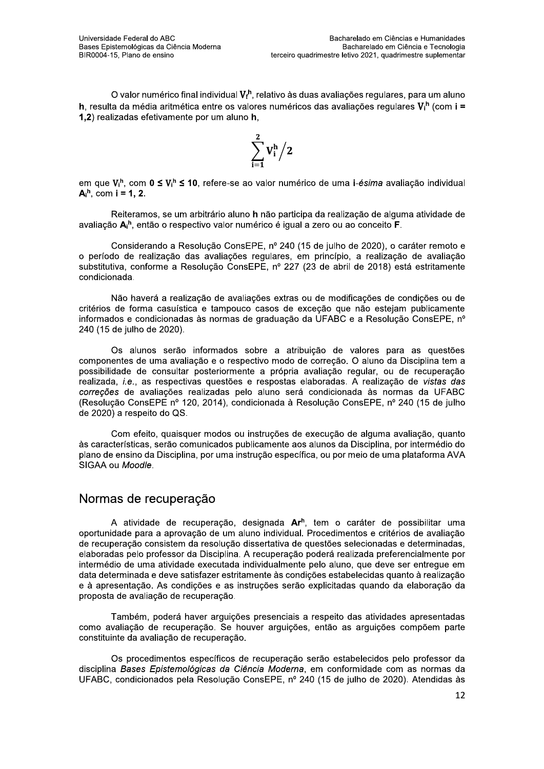O valor numérico final individual $V_f^h$, relativo às duas avaliações regulares, para um aluno **h**, resulta da média aritmética entre os valores numéricos das avaliações regulares $V_i^h$ (com **i = 1,2**) realizadas efetivamente por um aluno **h**,

$$\sum_{i=1}^{2} V_i^h \Big/ 2$$

em que $V_i^h$, com $0 \leq V_i^h \leq 10$, refere-se ao valor numérico de uma **i-*ésima*** avaliação individual $A_i^h$, com **i = 1, 2**.

Reiteramos, se um arbitrário aluno **h** não participa da realização de alguma atividade de avaliação $A_i^h$, então o respectivo valor numérico é igual a zero ou ao conceito **F**.

Considerando a Resolução ConsEPE, nº 240 (15 de julho de 2020), o caráter remoto e o período de realização das avaliações regulares, em princípio, a realização de avaliação substitutiva, conforme a Resolução ConsEPE, nº 227 (23 de abril de 2018) está estritamente condicionada.

Não haverá a realização de avaliações extras ou de modificações de condições ou de critérios de forma casuística e tampouco casos de exceção que não estejam publicamente informados e condicionadas às normas de graduação da UFABC e a Resolução ConsEPE, nº 240 (15 de julho de 2020).

Os alunos serão informados sobre a atribuição de valores para as questões componentes de uma avaliação e o respectivo modo de correção. O aluno da Disciplina tem a possibilidade de consultar posteriormente a própria avaliação regular, ou de recuperação realizada, *i.e.*, as respectivas questões e respostas elaboradas. A realização de *vistas das correções* de avaliações realizadas pelo aluno será condicionada às normas da UFABC (Resolução ConsEPE nº 120, 2014), condicionada à Resolução ConsEPE, nº 240 (15 de julho de 2020) a respeito do QS.

Com efeito, quaisquer modos ou instruções de execução de alguma avaliação, quanto às características, serão comunicados publicamente aos alunos da Disciplina, por intermédio do plano de ensino da Disciplina, por uma instrução específica, ou por meio de uma plataforma AVA SIGAA ou *Moodle*.

## Normas de recuperação

A atividade de recuperação, designada $\mathbf{Ar^h}$, tem o caráter de possibilitar uma oportunidade para a aprovação de um aluno individual. Procedimentos e critérios de avaliação de recuperação consistem da resolução dissertativa de questões selecionadas e determinadas, elaboradas pelo professor da Disciplina. A recuperação poderá realizada preferencialmente por intermédio de uma atividade executada individualmente pelo aluno, que deve ser entregue em data determinada e deve satisfazer estritamente às condições estabelecidas quanto à realização e à apresentação. As condições e as instruções serão explicitadas quando da elaboração da proposta de avaliação de recuperação.

Também, poderá haver arguições presenciais a respeito das atividades apresentadas como avaliação de recuperação. Se houver arguições, então as arguições compõem parte constituinte da avaliação de recuperação.

Os procedimentos específicos de recuperação serão estabelecidos pelo professor da disciplina *Bases Epistemológicas da Ciência Moderna*, em conformidade com as normas da UFABC, condicionados pela Resolução ConsEPE, nº 240 (15 de julho de 2020). Atendidas às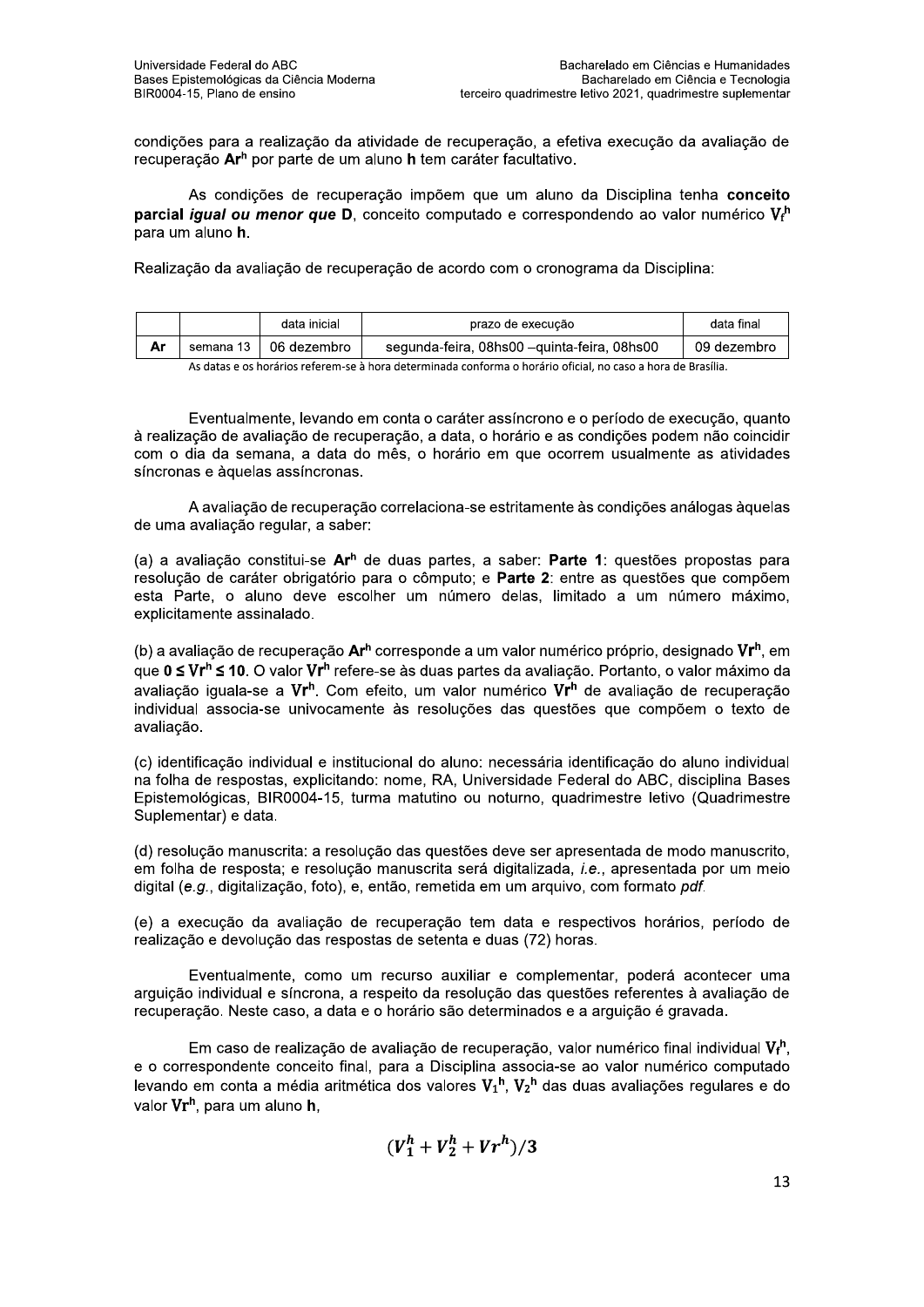condições para a realização da atividade de recuperação, a efetiva execução da avaliação de recuperação $\mathbf{Ar^h}$ por parte de um aluno **h** tem caráter facultativo.

As condições de recuperação impõem que um aluno da Disciplina tenha **conceito parcial *igual ou menor que* D**, conceito computado e correspondendo ao valor numérico $V_f^h$ para um aluno **h**.

Realização da avaliação de recuperação de acordo com o cronograma da Disciplina:

| | | data inicial | prazo de execução | data final |
|---|---|---|---|---|
| **Ar** | semana 13 | 06 dezembro | segunda-feira, 08hs00 –quinta-feira, 08hs00 | 09 dezembro |

As datas e os horários referem-se à hora determinada conforme o horário oficial, no caso a hora de Brasília.

Eventualmente, levando em conta o caráter assíncrono e o período de execução, quanto à realização de avaliação de recuperação, a data, o horário e as condições podem não coincidir com o dia da semana, a data do mês, o horário em que ocorrem usualmente as atividades síncronas e àquelas assíncronas.

A avaliação de recuperação correlaciona-se estritamente às condições análogas àquelas de uma avaliação regular, a saber:

(a) a avaliação constitui-se $\mathbf{Ar^h}$ de duas partes, a saber: **Parte 1**: questões propostas para resolução de caráter obrigatório para o cômputo; e **Parte 2**: entre as questões que compõem esta Parte, o aluno deve escolher um número delas, limitado a um número máximo, explicitamente assinalado.

(b) a avaliação de recuperação $\mathbf{Ar^h}$ corresponde a um valor numérico próprio, designado $\mathbf{Vr^h}$, em que $\mathbf{0 \leq Vr^h \leq 10}$. O valor $\mathbf{Vr^h}$ refere-se às duas partes da avaliação. Portanto, o valor máximo da avaliação iguala-se a $\mathbf{Vr^h}$. Com efeito, um valor numérico $\mathbf{Vr^h}$ de avaliação de recuperação individual associa-se univocamente às resoluções das questões que compõem o texto de avaliação.

(c) identificação individual e institucional do aluno: necessária identificação do aluno individual na folha de respostas, explicitando: nome, RA, Universidade Federal do ABC, disciplina Bases Epistemológicas, BIR0004-15, turma matutino ou noturno, quadrimestre letivo (Quadrimestre Suplementar) e data.

(d) resolução manuscrita: a resolução das questões deve ser apresentada de modo manuscrito, em folha de resposta; e resolução manuscrita será digitalizada, *i.e.*, apresentada por um meio digital (*e.g.*, digitalização, foto), e, então, remetida em um arquivo, com formato *pdf*.

(e) a execução da avaliação de recuperação tem data e respectivos horários, período de realização e devolução das respostas de setenta e duas (72) horas.

Eventualmente, como um recurso auxiliar e complementar, poderá acontecer uma arguição individual e síncrona, a respeito da resolução das questões referentes à avaliação de recuperação. Neste caso, a data e o horário são determinados e a arguição é gravada.

Em caso de realização de avaliação de recuperação, valor numérico final individual $\mathbf{V_f^h}$, e o correspondente conceito final, para a Disciplina associa-se ao valor numérico computado levando em conta a média aritmética dos valores $\mathbf{V_1^h}$, $\mathbf{V_2^h}$ das duas avaliações regulares e do valor $\mathbf{Vr^h}$, para um aluno **h**,

$$(V_1^h + V_2^h + Vr^h)/3$$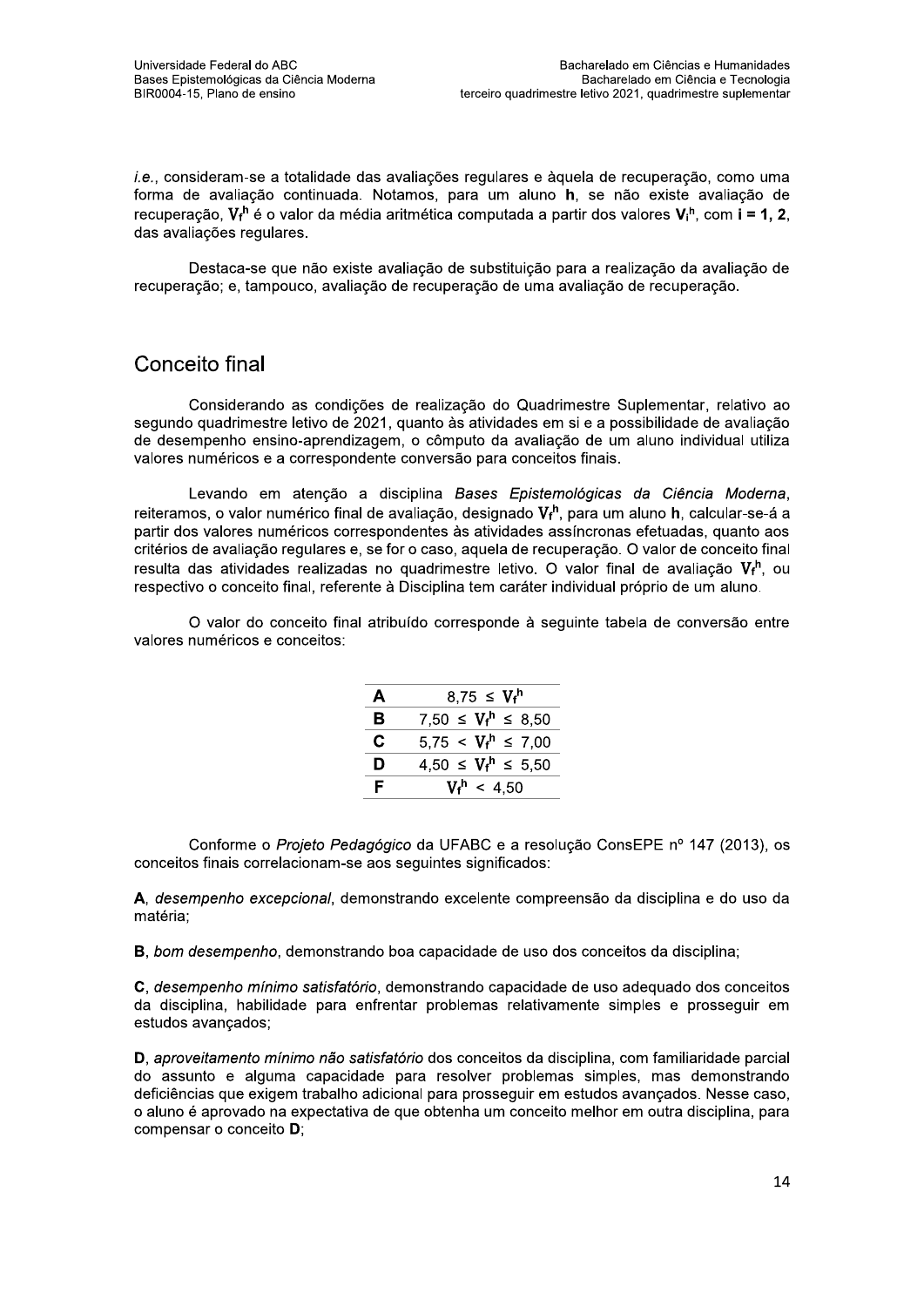*i.e.*, consideram-se a totalidade das avaliações regulares e àquela de recuperação, como uma forma de avaliação continuada. Notamos, para um aluno **h**, se não existe avaliação de recuperação, $V_f^h$ é o valor da média aritmética computada a partir dos valores $V_i^h$, com **i = 1, 2**, das avaliações regulares.

Destaca-se que não existe avaliação de substituição para a realização da avaliação de recuperação; e, tampouco, avaliação de recuperação de uma avaliação de recuperação.

## Conceito final

Considerando as condições de realização do Quadrimestre Suplementar, relativo ao segundo quadrimestre letivo de 2021, quanto às atividades em si e a possibilidade de avaliação de desempenho ensino-aprendizagem, o cômputo da avaliação de um aluno individual utiliza valores numéricos e a correspondente conversão para conceitos finais.

Levando em atenção a disciplina *Bases Epistemológicas da Ciência Moderna*, reiteramos, o valor numérico final de avaliação, designado $V_f^h$, para um aluno **h**, calcular-se-á a partir dos valores numéricos correspondentes às atividades assíncronas efetuadas, quanto aos critérios de avaliação regulares e, se for o caso, aquela de recuperação. O valor de conceito final resulta das atividades realizadas no quadrimestre letivo. O valor final de avaliação $V_f^h$, ou respectivo o conceito final, referente à Disciplina tem caráter individual próprio de um aluno.

O valor do conceito final atribuído corresponde à seguinte tabela de conversão entre valores numéricos e conceitos:

| | |
|---|---|
| **A** | $8{,}75 \leq V_f^h$ |
| **B** | $7{,}50 \leq V_f^h \leq 8{,}50$ |
| **C** | $5{,}75 < V_f^h \leq 7{,}00$ |
| **D** | $4{,}50 \leq V_f^h \leq 5{,}50$ |
| **F** | $V_f^h < 4{,}50$ |

Conforme o *Projeto Pedagógico* da UFABC e a resolução ConsEPE nº 147 (2013), os conceitos finais correlacionam-se aos seguintes significados:

**A**, *desempenho excepcional*, demonstrando excelente compreensão da disciplina e do uso da matéria;

**B**, *bom desempenho*, demonstrando boa capacidade de uso dos conceitos da disciplina;

**C**, *desempenho mínimo satisfatório*, demonstrando capacidade de uso adequado dos conceitos da disciplina, habilidade para enfrentar problemas relativamente simples e prosseguir em estudos avançados;

**D**, *aproveitamento mínimo não satisfatório* dos conceitos da disciplina, com familiaridade parcial do assunto e alguma capacidade para resolver problemas simples, mas demonstrando deficiências que exigem trabalho adicional para prosseguir em estudos avançados. Nesse caso, o aluno é aprovado na expectativa de que obtenha um conceito melhor em outra disciplina, para compensar o conceito **D**;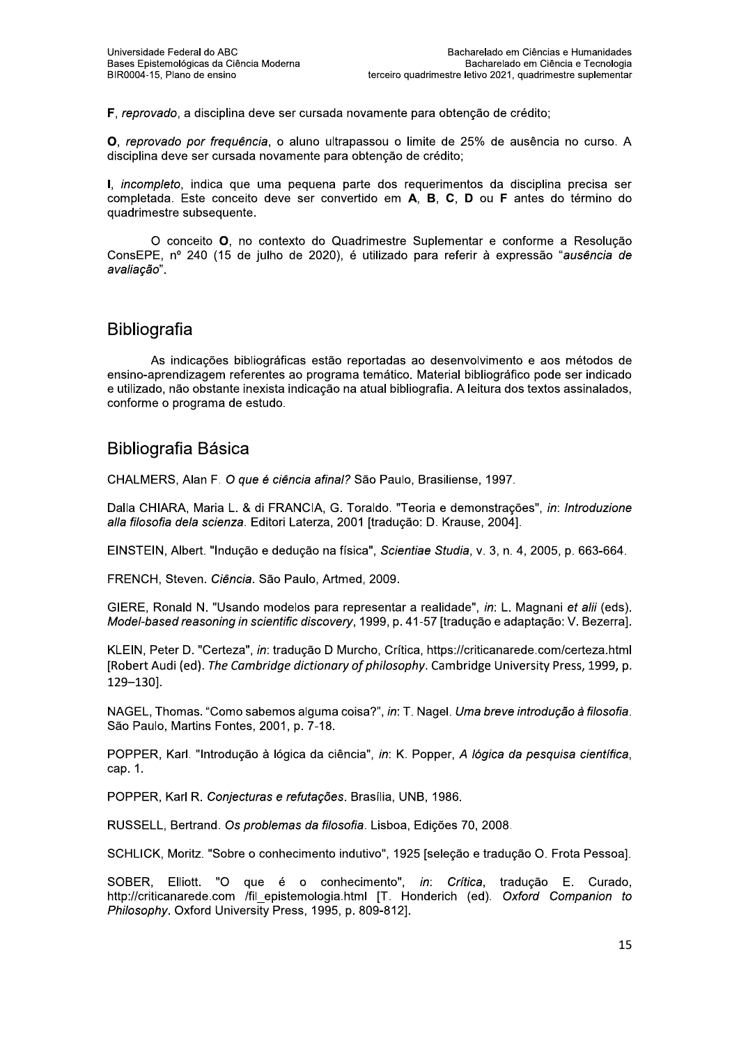**F**, *reprovado*, a disciplina deve ser cursada novamente para obtenção de crédito;

**O**, *reprovado por frequência*, o aluno ultrapassou o limite de 25% de ausência no curso. A disciplina deve ser cursada novamente para obtenção de crédito;

**I**, *incompleto*, indica que uma pequena parte dos requerimentos da disciplina precisa ser completada. Este conceito deve ser convertido em **A**, **B**, **C**, **D** ou **F** antes do término do quadrimestre subsequente.

O conceito **O**, no contexto do Quadrimestre Suplementar e conforme a Resolução ConsEPE, nº 240 (15 de julho de 2020), é utilizado para referir à expressão "*ausência de avaliação*".

## Bibliografia

As indicações bibliográficas estão reportadas ao desenvolvimento e aos métodos de ensino-aprendizagem referentes ao programa temático. Material bibliográfico pode ser indicado e utilizado, não obstante inexista indicação na atual bibliografia. A leitura dos textos assinalados, conforme o programa de estudo.

## Bibliografia Básica

CHALMERS, Alan F. *O que é ciência afinal?* São Paulo, Brasiliense, 1997.

Dalla CHIARA, Maria L. & di FRANCIA, G. Toraldo. "Teoria e demonstrações", *in*: *Introduzione alla filosofia dela scienza*. Editori Laterza, 2001 [tradução: D. Krause, 2004].

EINSTEIN, Albert. "Indução e dedução na física", *Scientiae Studia*, v. 3, n. 4, 2005, p. 663-664.

FRENCH, Steven. *Ciência*. São Paulo, Artmed, 2009.

GIERE, Ronald N. "Usando modelos para representar a realidade", *in*: L. Magnani *et alii* (eds). *Model-based reasoning in scientific discovery*, 1999, p. 41-57 [tradução e adaptação: V. Bezerra].

KLEIN, Peter D. "Certeza", *in*: tradução D Murcho, Crítica, https://criticanarede.com/certeza.html [Robert Audi (ed). *The Cambridge dictionary of philosophy*. Cambridge University Press, 1999, p. 129–130].

NAGEL, Thomas. "Como sabemos alguma coisa?", *in*: T. Nagel. *Uma breve introdução à filosofia*. São Paulo, Martins Fontes, 2001, p. 7-18.

POPPER, Karl. "Introdução à lógica da ciência", *in*: K. Popper, *A lógica da pesquisa científica*, cap. 1.

POPPER, Karl R. *Conjecturas e refutações*. Brasília, UNB, 1986.

RUSSELL, Bertrand. *Os problemas da filosofia*. Lisboa, Edições 70, 2008.

SCHLICK, Moritz. "Sobre o conhecimento indutivo", 1925 [seleção e tradução O. Frota Pessoa].

SOBER, Elliott. "O que é o conhecimento", *in*: *Crítica*, tradução E. Curado, http://criticanarede.com /fil_epistemologia.html [T. Honderich (ed). *Oxford Companion to Philosophy*. Oxford University Press, 1995, p. 809-812].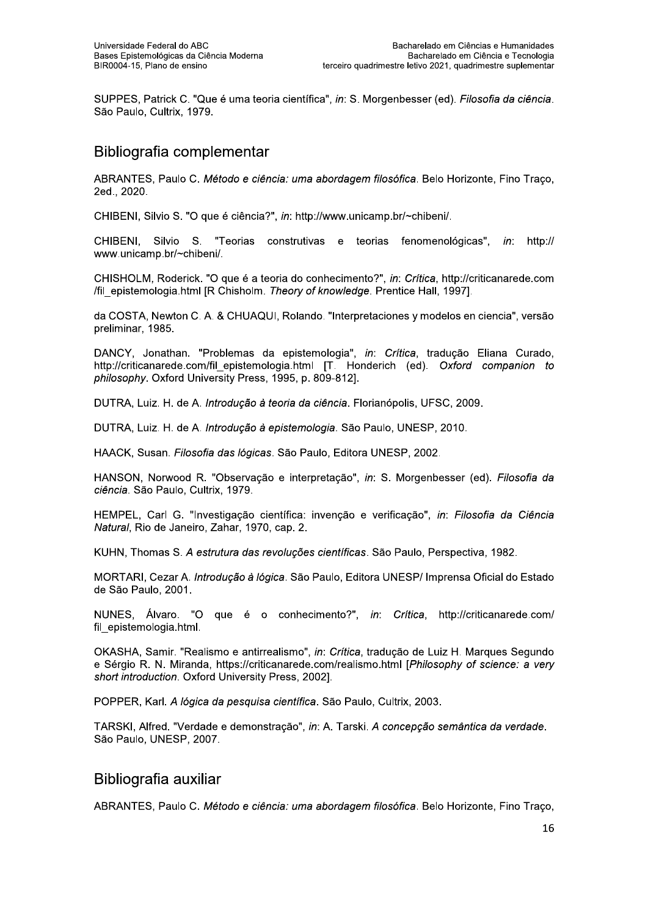SUPPES, Patrick C. "Que é uma teoria científica", *in*: S. Morgenbesser (ed). *Filosofia da ciência*. São Paulo, Cultrix, 1979.

## Bibliografia complementar

ABRANTES, Paulo C. *Método e ciência: uma abordagem filosófica*. Belo Horizonte, Fino Traço, 2ed., 2020.

CHIBENI, Silvio S. "O que é ciência?", *in*: http://www.unicamp.br/~chibeni/.

CHIBENI, Silvio S. "Teorias construtivas e teorias fenomenológicas", *in*: http://www.unicamp.br/~chibeni/.

CHISHOLM, Roderick. "O que é a teoria do conhecimento?", *in*: *Crítica*, http://criticanarede.com/fil_epistemologia.html [R Chisholm. *Theory of knowledge*. Prentice Hall, 1997].

da COSTA, Newton C. A. & CHUAQUI, Rolando. "Interpretaciones y modelos en ciencia", versão preliminar, 1985.

DANCY, Jonathan. "Problemas da epistemologia", *in*: *Crítica*, tradução Eliana Curado, http://criticanarede.com/fil_epistemologia.html [T. Honderich (ed). *Oxford companion to philosophy*. Oxford University Press, 1995, p. 809-812].

DUTRA, Luiz. H. de A. *Introdução à teoria da ciência*. Florianópolis, UFSC, 2009.

DUTRA, Luiz. H. de A. *Introdução à epistemologia*. São Paulo, UNESP, 2010.

HAACK, Susan. *Filosofia das lógicas*. São Paulo, Editora UNESP, 2002.

HANSON, Norwood R. "Observação e interpretação", *in*: S. Morgenbesser (ed). *Filosofia da ciência*. São Paulo, Cultrix, 1979.

HEMPEL, Carl G. "Investigação científica: invenção e verificação", *in*: *Filosofia da Ciência Natural*, Rio de Janeiro, Zahar, 1970, cap. 2.

KUHN, Thomas S. *A estrutura das revoluções científicas*. São Paulo, Perspectiva, 1982.

MORTARI, Cezar A. *Introdução à lógica*. São Paulo, Editora UNESP/ Imprensa Oficial do Estado de São Paulo, 2001.

NUNES, Álvaro. "O que é o conhecimento?", *in*: *Crítica*, http://criticanarede.com/fil_epistemologia.html.

OKASHA, Samir. "Realismo e antirrealismo", *in*: *Crítica*, tradução de Luiz H. Marques Segundo e Sérgio R. N. Miranda, https://criticanarede.com/realismo.html [*Philosophy of science: a very short introduction*. Oxford University Press, 2002].

POPPER, Karl. *A lógica da pesquisa científica*. São Paulo, Cultrix, 2003.

TARSKI, Alfred. "Verdade e demonstração", *in*: A. Tarski. *A concepção semântica da verdade*. São Paulo, UNESP, 2007.

## Bibliografia auxiliar

ABRANTES, Paulo C. *Método e ciência: uma abordagem filosófica*. Belo Horizonte, Fino Traço,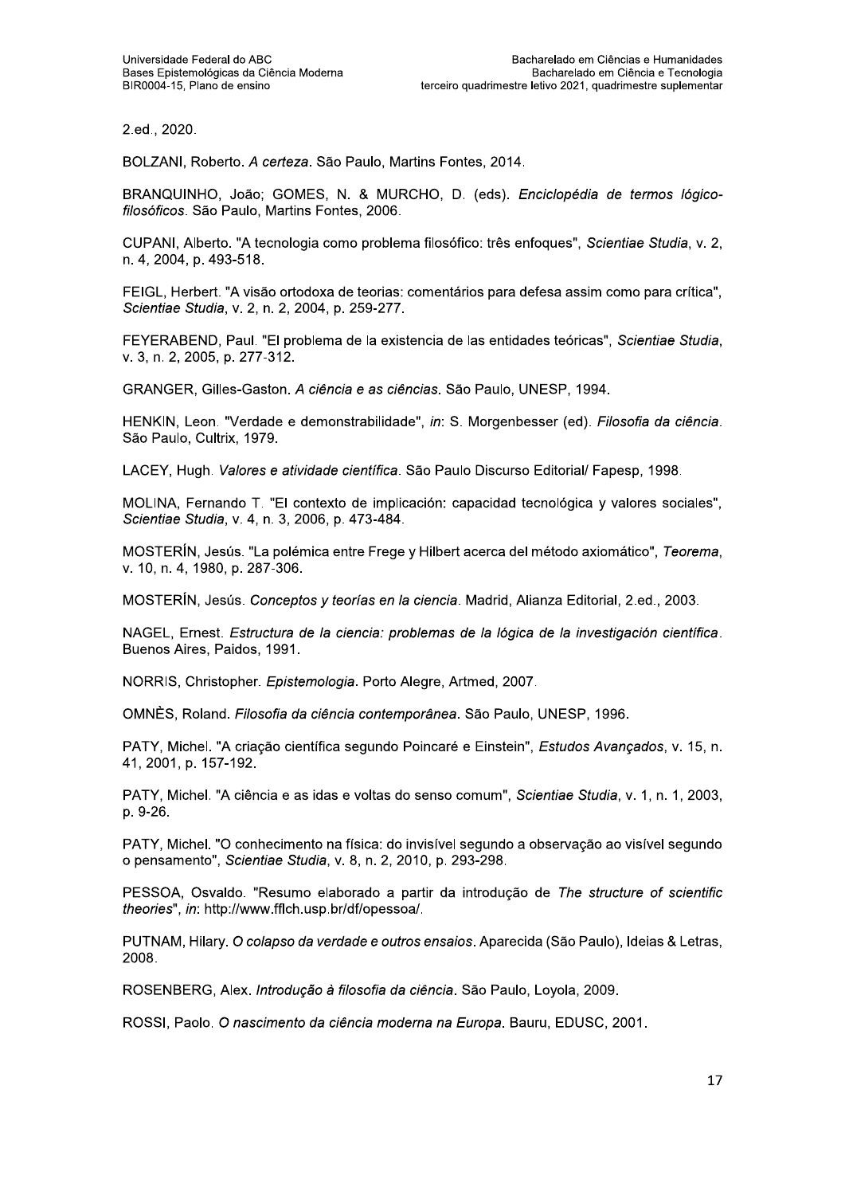2.ed., 2020.

BOLZANI, Roberto. *A certeza*. São Paulo, Martins Fontes, 2014.

BRANQUINHO, João; GOMES, N. & MURCHO, D. (eds). *Enciclopédia de termos lógico-filosóficos*. São Paulo, Martins Fontes, 2006.

CUPANI, Alberto. "A tecnologia como problema filosófico: três enfoques", *Scientiae Studia*, v. 2, n. 4, 2004, p. 493-518.

FEIGL, Herbert. "A visão ortodoxa de teorias: comentários para defesa assim como para crítica", *Scientiae Studia*, v. 2, n. 2, 2004, p. 259-277.

FEYERABEND, Paul. "El problema de la existencia de las entidades teóricas", *Scientiae Studia*, v. 3, n. 2, 2005, p. 277-312.

GRANGER, Gilles-Gaston. *A ciência e as ciências*. São Paulo, UNESP, 1994.

HENKIN, Leon. "Verdade e demonstrabilidade", *in*: S. Morgenbesser (ed). *Filosofia da ciência*. São Paulo, Cultrix, 1979.

LACEY, Hugh. *Valores e atividade científica*. São Paulo Discurso Editorial/ Fapesp, 1998.

MOLINA, Fernando T. "El contexto de implicación: capacidad tecnológica y valores sociales", *Scientiae Studia*, v. 4, n. 3, 2006, p. 473-484.

MOSTERÍN, Jesús. "La polémica entre Frege y Hilbert acerca del método axiomático", *Teorema*, v. 10, n. 4, 1980, p. 287-306.

MOSTERÍN, Jesús. *Conceptos y teorías en la ciencia*. Madrid, Alianza Editorial, 2.ed., 2003.

NAGEL, Ernest. *Estructura de la ciencia: problemas de la lógica de la investigación científica*. Buenos Aires, Paidos, 1991.

NORRIS, Christopher. *Epistemologia*. Porto Alegre, Artmed, 2007.

OMNÈS, Roland. *Filosofia da ciência contemporânea*. São Paulo, UNESP, 1996.

PATY, Michel. "A criação científica segundo Poincaré e Einstein", *Estudos Avançados*, v. 15, n. 41, 2001, p. 157-192.

PATY, Michel. "A ciência e as idas e voltas do senso comum", *Scientiae Studia*, v. 1, n. 1, 2003, p. 9-26.

PATY, Michel. "O conhecimento na física: do invisível segundo a observação ao visível segundo o pensamento", *Scientiae Studia*, v. 8, n. 2, 2010, p. 293-298.

PESSOA, Osvaldo. "Resumo elaborado a partir da introdução de *The structure of scientific theories*", *in*: http://www.fflch.usp.br/df/opessoa/.

PUTNAM, Hilary. *O colapso da verdade e outros ensaios*. Aparecida (São Paulo), Ideias & Letras, 2008.

ROSENBERG, Alex. *Introdução à filosofia da ciência*. São Paulo, Loyola, 2009.

ROSSI, Paolo. *O nascimento da ciência moderna na Europa*. Bauru, EDUSC, 2001.